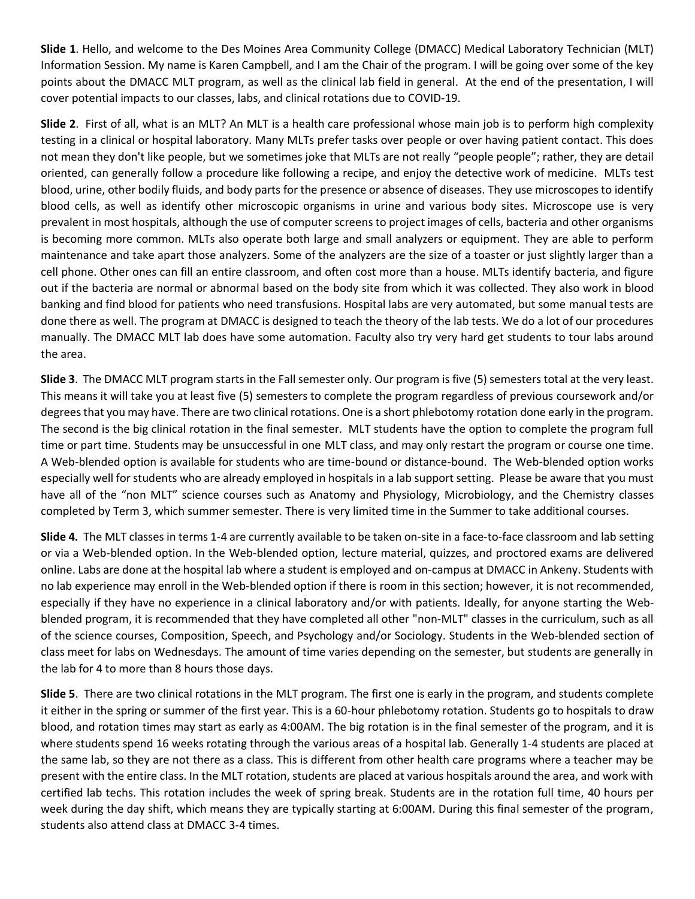**Slide 1**. Hello, and welcome to the Des Moines Area Community College (DMACC) Medical Laboratory Technician (MLT) Information Session. My name is Karen Campbell, and I am the Chair of the program. I will be going over some of the key points about the DMACC MLT program, as well as the clinical lab field in general. At the end of the presentation, I will cover potential impacts to our classes, labs, and clinical rotations due to COVID-19.

**Slide 2**. First of all, what is an MLT? An MLT is a health care professional whose main job is to perform high complexity testing in a clinical or hospital laboratory. Many MLTs prefer tasks over people or over having patient contact. This does not mean they don't like people, but we sometimes joke that MLTs are not really "people people"; rather, they are detail oriented, can generally follow a procedure like following a recipe, and enjoy the detective work of medicine. MLTs test blood, urine, other bodily fluids, and body parts for the presence or absence of diseases. They use microscopes to identify blood cells, as well as identify other microscopic organisms in urine and various body sites. Microscope use is very prevalent in most hospitals, although the use of computer screens to project images of cells, bacteria and other organisms is becoming more common. MLTs also operate both large and small analyzers or equipment. They are able to perform maintenance and take apart those analyzers. Some of the analyzers are the size of a toaster or just slightly larger than a cell phone. Other ones can fill an entire classroom, and often cost more than a house. MLTs identify bacteria, and figure out if the bacteria are normal or abnormal based on the body site from which it was collected. They also work in blood banking and find blood for patients who need transfusions. Hospital labs are very automated, but some manual tests are done there as well. The program at DMACC is designed to teach the theory of the lab tests. We do a lot of our procedures manually. The DMACC MLT lab does have some automation. Faculty also try very hard get students to tour labs around the area.

**Slide 3**. The DMACC MLT program starts in the Fall semester only. Our program is five (5) semesters total at the very least. This means it will take you at least five (5) semesters to complete the program regardless of previous coursework and/or degrees that you may have. There are two clinical rotations. One is a short phlebotomy rotation done early in the program. The second is the big clinical rotation in the final semester. MLT students have the option to complete the program full time or part time. Students may be unsuccessful in one MLT class, and may only restart the program or course one time. A Web-blended option is available for students who are time-bound or distance-bound. The Web-blended option works especially well for students who are already employed in hospitals in a lab support setting. Please be aware that you must have all of the "non MLT" science courses such as Anatomy and Physiology, Microbiology, and the Chemistry classes completed by Term 3, which summer semester. There is very limited time in the Summer to take additional courses.

**Slide 4.** The MLT classes in terms 1-4 are currently available to be taken on-site in a face-to-face classroom and lab setting or via a Web-blended option. In the Web-blended option, lecture material, quizzes, and proctored exams are delivered online. Labs are done at the hospital lab where a student is employed and on-campus at DMACC in Ankeny. Students with no lab experience may enroll in the Web-blended option if there is room in this section; however, it is not recommended, especially if they have no experience in a clinical laboratory and/or with patients. Ideally, for anyone starting the Web-blended program, it is recommended that they have completed all other "non-MLT" classes in the curriculum, such as all of the science courses, Composition, Speech, and Psychology and/or Sociology. Students in the Web-blended section of class meet for labs on Wednesdays. The amount of time varies depending on the semester, but students are generally in the lab for 4 to more than 8 hours those days.

**Slide 5**. There are two clinical rotations in the MLT program. The first one is early in the program, and students complete it either in the spring or summer of the first year. This is a 60-hour phlebotomy rotation. Students go to hospitals to draw blood, and rotation times may start as early as 4:00AM. The big rotation is in the final semester of the program, and it is where students spend 16 weeks rotating through the various areas of a hospital lab. Generally 1-4 students are placed at the same lab, so they are not there as a class. This is different from other health care programs where a teacher may be present with the entire class. In the MLT rotation, students are placed at various hospitals around the area, and work with certified lab techs. This rotation includes the week of spring break. Students are in the rotation full time, 40 hours per week during the day shift, which means they are typically starting at 6:00AM. During this final semester of the program, students also attend class at DMACC 3-4 times.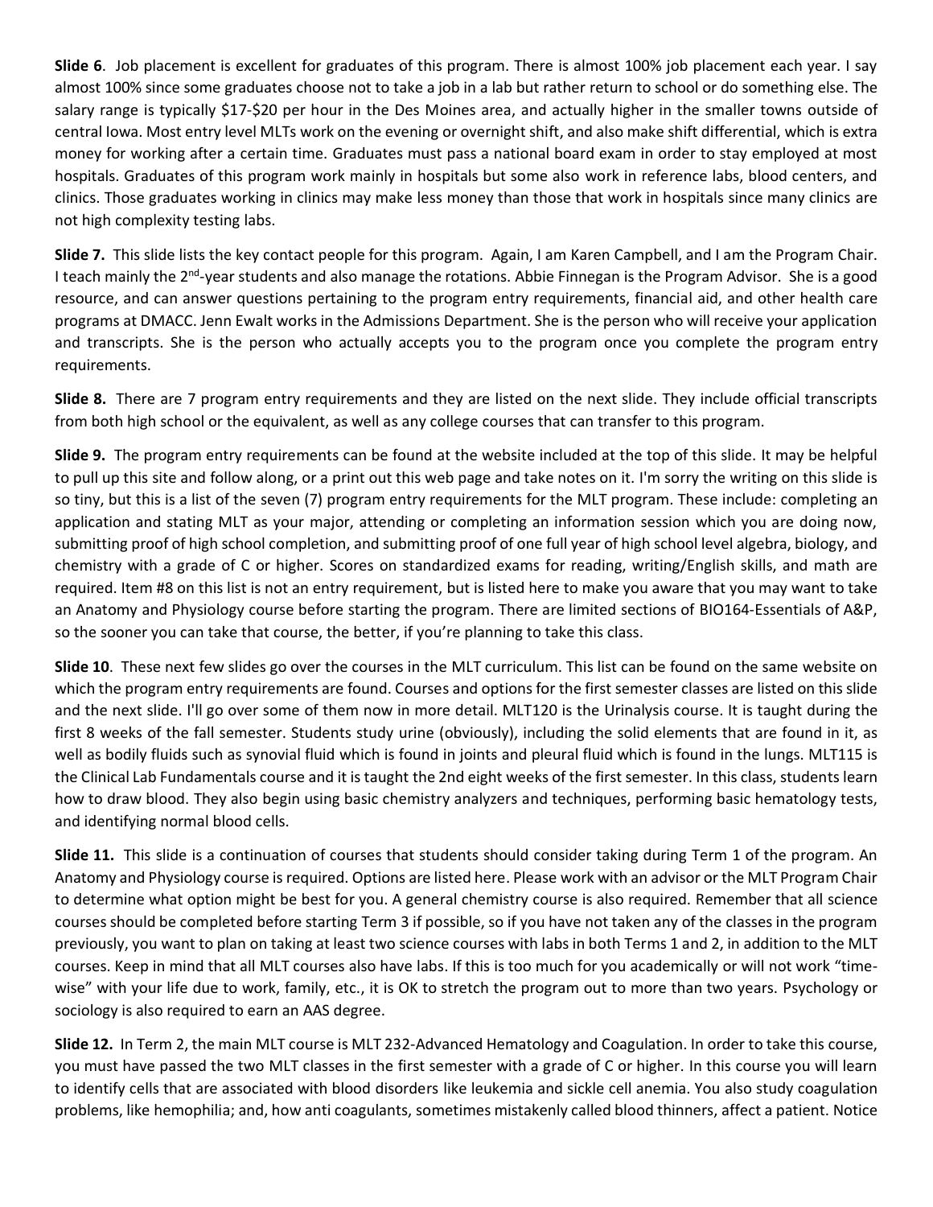**Slide 6**. Job placement is excellent for graduates of this program. There is almost 100% job placement each year. I say almost 100% since some graduates choose not to take a job in a lab but rather return to school or do something else. The salary range is typically $17-$20 per hour in the Des Moines area, and actually higher in the smaller towns outside of central Iowa. Most entry level MLTs work on the evening or overnight shift, and also make shift differential, which is extra money for working after a certain time. Graduates must pass a national board exam in order to stay employed at most hospitals. Graduates of this program work mainly in hospitals but some also work in reference labs, blood centers, and clinics. Those graduates working in clinics may make less money than those that work in hospitals since many clinics are not high complexity testing labs.

**Slide 7.** This slide lists the key contact people for this program. Again, I am Karen Campbell, and I am the Program Chair. I teach mainly the 2nd-year students and also manage the rotations. Abbie Finnegan is the Program Advisor. She is a good resource, and can answer questions pertaining to the program entry requirements, financial aid, and other health care programs at DMACC. Jenn Ewalt works in the Admissions Department. She is the person who will receive your application and transcripts. She is the person who actually accepts you to the program once you complete the program entry requirements.

**Slide 8.** There are 7 program entry requirements and they are listed on the next slide. They include official transcripts from both high school or the equivalent, as well as any college courses that can transfer to this program.

**Slide 9.** The program entry requirements can be found at the website included at the top of this slide. It may be helpful to pull up this site and follow along, or a print out this web page and take notes on it. I'm sorry the writing on this slide is so tiny, but this is a list of the seven (7) program entry requirements for the MLT program. These include: completing an application and stating MLT as your major, attending or completing an information session which you are doing now, submitting proof of high school completion, and submitting proof of one full year of high school level algebra, biology, and chemistry with a grade of C or higher. Scores on standardized exams for reading, writing/English skills, and math are required. Item #8 on this list is not an entry requirement, but is listed here to make you aware that you may want to take an Anatomy and Physiology course before starting the program. There are limited sections of BIO164-Essentials of A&P, so the sooner you can take that course, the better, if you're planning to take this class.

**Slide 10**. These next few slides go over the courses in the MLT curriculum. This list can be found on the same website on which the program entry requirements are found. Courses and options for the first semester classes are listed on this slide and the next slide. I'll go over some of them now in more detail. MLT120 is the Urinalysis course. It is taught during the first 8 weeks of the fall semester. Students study urine (obviously), including the solid elements that are found in it, as well as bodily fluids such as synovial fluid which is found in joints and pleural fluid which is found in the lungs. MLT115 is the Clinical Lab Fundamentals course and it is taught the 2nd eight weeks of the first semester. In this class, students learn how to draw blood. They also begin using basic chemistry analyzers and techniques, performing basic hematology tests, and identifying normal blood cells.

**Slide 11.** This slide is a continuation of courses that students should consider taking during Term 1 of the program. An Anatomy and Physiology course is required. Options are listed here. Please work with an advisor or the MLT Program Chair to determine what option might be best for you. A general chemistry course is also required. Remember that all science courses should be completed before starting Term 3 if possible, so if you have not taken any of the classes in the program previously, you want to plan on taking at least two science courses with labs in both Terms 1 and 2, in addition to the MLT courses. Keep in mind that all MLT courses also have labs. If this is too much for you academically or will not work "time-wise" with your life due to work, family, etc., it is OK to stretch the program out to more than two years. Psychology or sociology is also required to earn an AAS degree.

**Slide 12.** In Term 2, the main MLT course is MLT 232-Advanced Hematology and Coagulation. In order to take this course, you must have passed the two MLT classes in the first semester with a grade of C or higher. In this course you will learn to identify cells that are associated with blood disorders like leukemia and sickle cell anemia. You also study coagulation problems, like hemophilia; and, how anti coagulants, sometimes mistakenly called blood thinners, affect a patient. Notice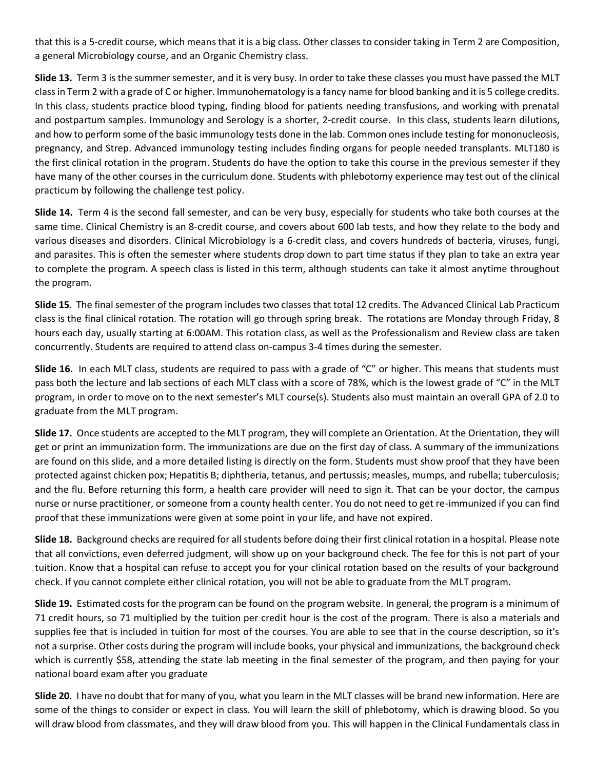that this is a 5-credit course, which means that it is a big class. Other classes to consider taking in Term 2 are Composition, a general Microbiology course, and an Organic Chemistry class.

**Slide 13.** Term 3 is the summer semester, and it is very busy. In order to take these classes you must have passed the MLT class in Term 2 with a grade of C or higher. Immunohematology is a fancy name for blood banking and it is 5 college credits. In this class, students practice blood typing, finding blood for patients needing transfusions, and working with prenatal and postpartum samples. Immunology and Serology is a shorter, 2-credit course. In this class, students learn dilutions, and how to perform some of the basic immunology tests done in the lab. Common ones include testing for mononucleosis, pregnancy, and Strep. Advanced immunology testing includes finding organs for people needed transplants. MLT180 is the first clinical rotation in the program. Students do have the option to take this course in the previous semester if they have many of the other courses in the curriculum done. Students with phlebotomy experience may test out of the clinical practicum by following the challenge test policy.

**Slide 14.** Term 4 is the second fall semester, and can be very busy, especially for students who take both courses at the same time. Clinical Chemistry is an 8-credit course, and covers about 600 lab tests, and how they relate to the body and various diseases and disorders. Clinical Microbiology is a 6-credit class, and covers hundreds of bacteria, viruses, fungi, and parasites. This is often the semester where students drop down to part time status if they plan to take an extra year to complete the program. A speech class is listed in this term, although students can take it almost anytime throughout the program.

**Slide 15**. The final semester of the program includes two classes that total 12 credits. The Advanced Clinical Lab Practicum class is the final clinical rotation. The rotation will go through spring break. The rotations are Monday through Friday, 8 hours each day, usually starting at 6:00AM. This rotation class, as well as the Professionalism and Review class are taken concurrently. Students are required to attend class on-campus 3-4 times during the semester.

**Slide 16.** In each MLT class, students are required to pass with a grade of "C" or higher. This means that students must pass both the lecture and lab sections of each MLT class with a score of 78%, which is the lowest grade of "C" in the MLT program, in order to move on to the next semester's MLT course(s). Students also must maintain an overall GPA of 2.0 to graduate from the MLT program.

**Slide 17.** Once students are accepted to the MLT program, they will complete an Orientation. At the Orientation, they will get or print an immunization form. The immunizations are due on the first day of class. A summary of the immunizations are found on this slide, and a more detailed listing is directly on the form. Students must show proof that they have been protected against chicken pox; Hepatitis B; diphtheria, tetanus, and pertussis; measles, mumps, and rubella; tuberculosis; and the flu. Before returning this form, a health care provider will need to sign it. That can be your doctor, the campus nurse or nurse practitioner, or someone from a county health center. You do not need to get re-immunized if you can find proof that these immunizations were given at some point in your life, and have not expired.

**Slide 18.** Background checks are required for all students before doing their first clinical rotation in a hospital. Please note that all convictions, even deferred judgment, will show up on your background check. The fee for this is not part of your tuition. Know that a hospital can refuse to accept you for your clinical rotation based on the results of your background check. If you cannot complete either clinical rotation, you will not be able to graduate from the MLT program.

**Slide 19.** Estimated costs for the program can be found on the program website. In general, the program is a minimum of 71 credit hours, so 71 multiplied by the tuition per credit hour is the cost of the program. There is also a materials and supplies fee that is included in tuition for most of the courses. You are able to see that in the course description, so it's not a surprise. Other costs during the program will include books, your physical and immunizations, the background check which is currently $58, attending the state lab meeting in the final semester of the program, and then paying for your national board exam after you graduate

**Slide 20**. I have no doubt that for many of you, what you learn in the MLT classes will be brand new information. Here are some of the things to consider or expect in class. You will learn the skill of phlebotomy, which is drawing blood. So you will draw blood from classmates, and they will draw blood from you. This will happen in the Clinical Fundamentals class in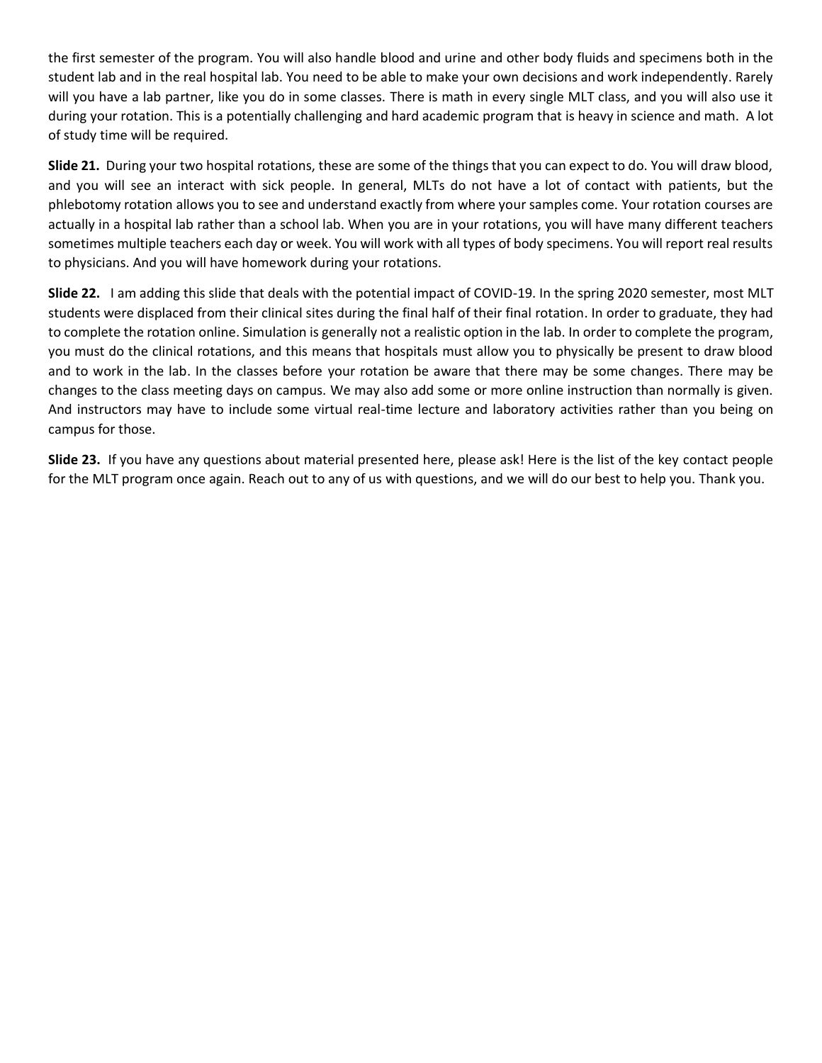the first semester of the program. You will also handle blood and urine and other body fluids and specimens both in the student lab and in the real hospital lab. You need to be able to make your own decisions and work independently. Rarely will you have a lab partner, like you do in some classes. There is math in every single MLT class, and you will also use it during your rotation. This is a potentially challenging and hard academic program that is heavy in science and math. A lot of study time will be required.

**Slide 21.** During your two hospital rotations, these are some of the things that you can expect to do. You will draw blood, and you will see an interact with sick people. In general, MLTs do not have a lot of contact with patients, but the phlebotomy rotation allows you to see and understand exactly from where your samples come. Your rotation courses are actually in a hospital lab rather than a school lab. When you are in your rotations, you will have many different teachers sometimes multiple teachers each day or week. You will work with all types of body specimens. You will report real results to physicians. And you will have homework during your rotations.

**Slide 22.** I am adding this slide that deals with the potential impact of COVID-19. In the spring 2020 semester, most MLT students were displaced from their clinical sites during the final half of their final rotation. In order to graduate, they had to complete the rotation online. Simulation is generally not a realistic option in the lab. In order to complete the program, you must do the clinical rotations, and this means that hospitals must allow you to physically be present to draw blood and to work in the lab. In the classes before your rotation be aware that there may be some changes. There may be changes to the class meeting days on campus. We may also add some or more online instruction than normally is given. And instructors may have to include some virtual real-time lecture and laboratory activities rather than you being on campus for those.

**Slide 23.** If you have any questions about material presented here, please ask! Here is the list of the key contact people for the MLT program once again. Reach out to any of us with questions, and we will do our best to help you. Thank you.